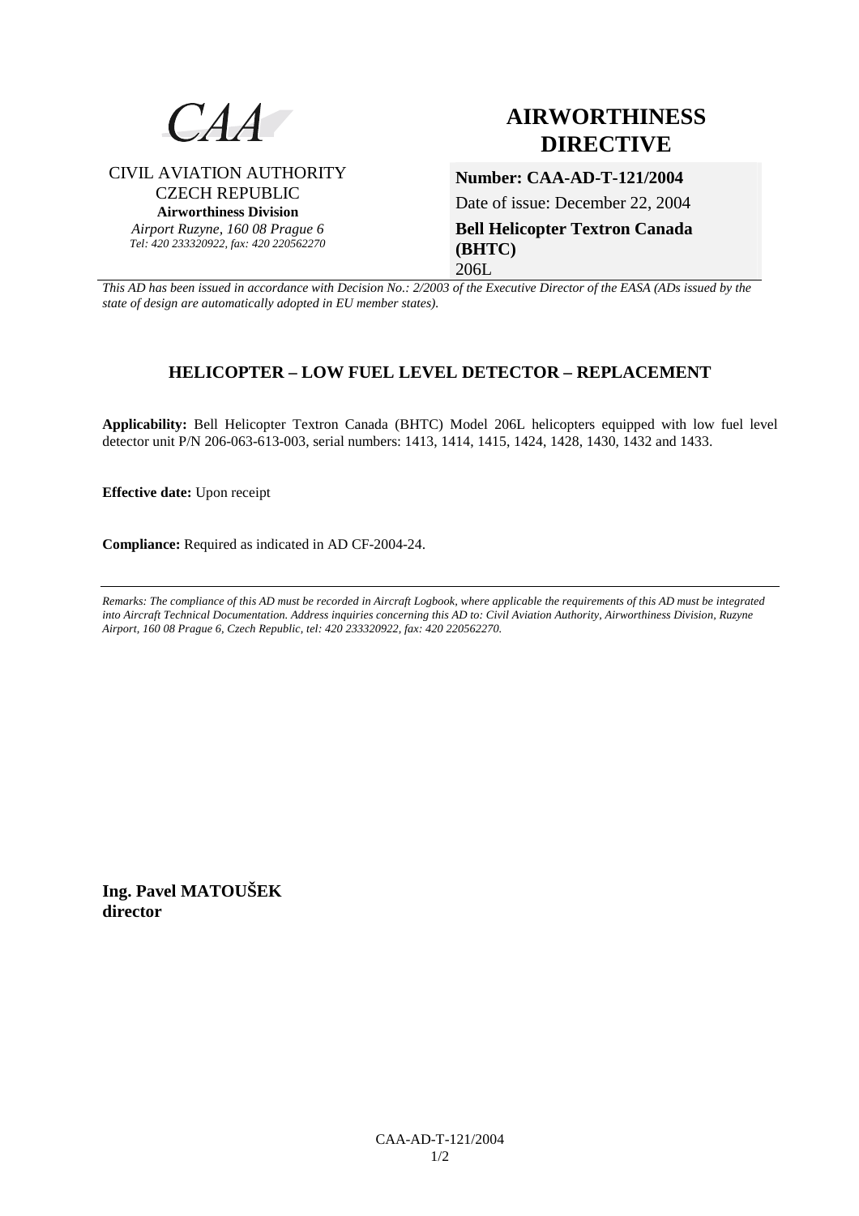CAA

CIVIL AVIATION AUTHORITY
CZECH REPUBLIC
**Airworthiness Division**
*Airport Ruzyne, 160 08 Prague 6*
*Tel: 420 233320922, fax: 420 220562270*

# AIRWORTHINESS DIRECTIVE

**Number: CAA-AD-T-121/2004**

Date of issue: December 22, 2004

**Bell Helicopter Textron Canada (BHTC)**
206L

*This AD has been issued in accordance with Decision No.: 2/2003 of the Executive Director of the EASA (ADs issued by the state of design are automatically adopted in EU member states).*

## HELICOPTER – LOW FUEL LEVEL DETECTOR – REPLACEMENT

**Applicability:** Bell Helicopter Textron Canada (BHTC) Model 206L helicopters equipped with low fuel level detector unit P/N 206-063-613-003, serial numbers: 1413, 1414, 1415, 1424, 1428, 1430, 1432 and 1433.

**Effective date:** Upon receipt

**Compliance:** Required as indicated in AD CF-2004-24.

---

*Remarks: The compliance of this AD must be recorded in Aircraft Logbook, where applicable the requirements of this AD must be integrated into Aircraft Technical Documentation. Address inquiries concerning this AD to: Civil Aviation Authority, Airworthiness Division, Ruzyne Airport, 160 08 Prague 6, Czech Republic, tel: 420 233320922, fax: 420 220562270.*

**Ing. Pavel MATOUŠEK**
**director**

CAA-AD-T-121/2004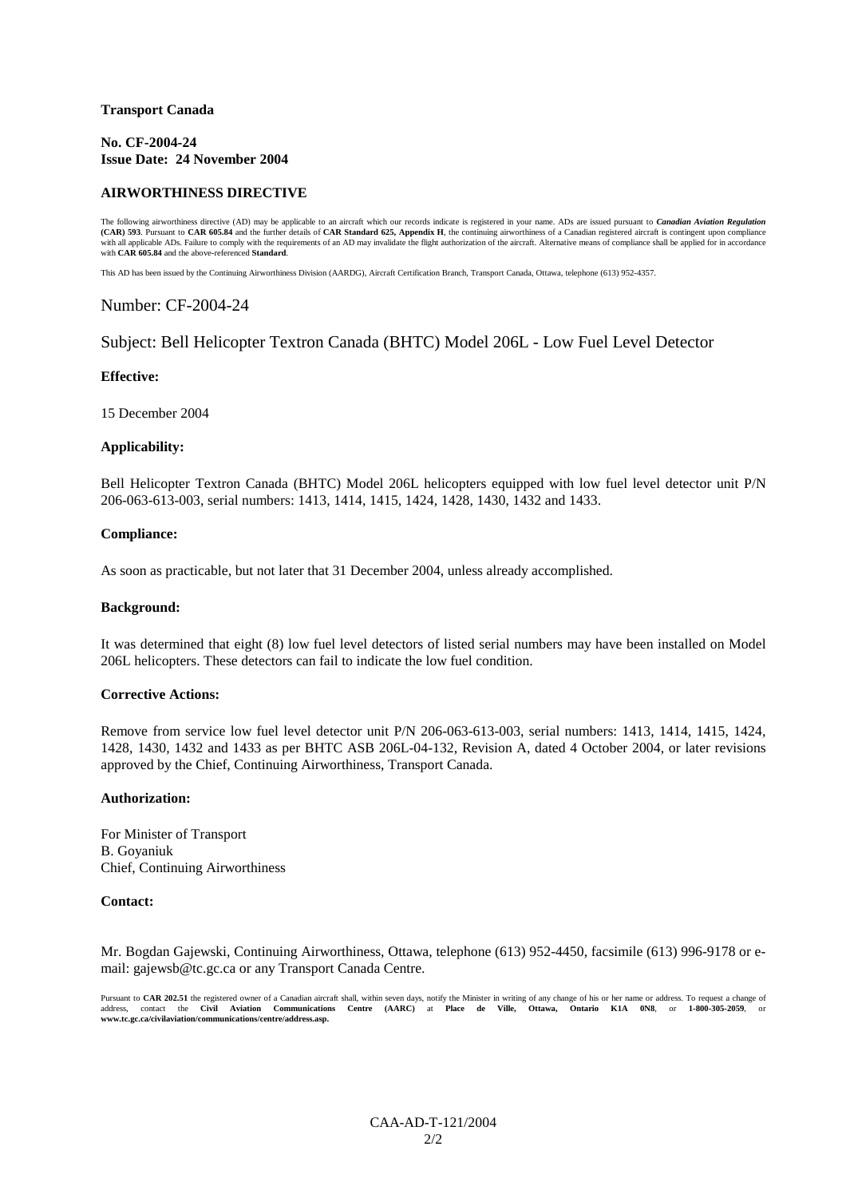**Transport Canada**

**No. CF-2004-24**
**Issue Date: 24 November 2004**

**AIRWORTHINESS DIRECTIVE**

The following airworthiness directive (AD) may be applicable to an aircraft which our records indicate is registered in your name. ADs are issued pursuant to ***Canadian Aviation Regulation* (CAR) 593**. Pursuant to **CAR 605.84** and the further details of **CAR Standard 625, Appendix H**, the continuing airworthiness of a Canadian registered aircraft is contingent upon compliance with all applicable ADs. Failure to comply with the requirements of an AD may invalidate the flight authorization of the aircraft. Alternative means of compliance shall be applied for in accordance with **CAR 605.84** and the above-referenced **Standard**.

This AD has been issued by the Continuing Airworthiness Division (AARDG), Aircraft Certification Branch, Transport Canada, Ottawa, telephone (613) 952-4357.

## Number: CF-2004-24

## Subject: Bell Helicopter Textron Canada (BHTC) Model 206L - Low Fuel Level Detector

**Effective:**

15 December 2004

**Applicability:**

Bell Helicopter Textron Canada (BHTC) Model 206L helicopters equipped with low fuel level detector unit P/N 206-063-613-003, serial numbers: 1413, 1414, 1415, 1424, 1428, 1430, 1432 and 1433.

**Compliance:**

As soon as practicable, but not later that 31 December 2004, unless already accomplished.

**Background:**

It was determined that eight (8) low fuel level detectors of listed serial numbers may have been installed on Model 206L helicopters. These detectors can fail to indicate the low fuel condition.

**Corrective Actions:**

Remove from service low fuel level detector unit P/N 206-063-613-003, serial numbers: 1413, 1414, 1415, 1424, 1428, 1430, 1432 and 1433 as per BHTC ASB 206L-04-132, Revision A, dated 4 October 2004, or later revisions approved by the Chief, Continuing Airworthiness, Transport Canada.

**Authorization:**

For Minister of Transport
B. Goyaniuk
Chief, Continuing Airworthiness

**Contact:**

Mr. Bogdan Gajewski, Continuing Airworthiness, Ottawa, telephone (613) 952-4450, facsimile (613) 996-9178 or e-mail: gajewsb@tc.gc.ca or any Transport Canada Centre.

Pursuant to **CAR 202.51** the registered owner of a Canadian aircraft shall, within seven days, notify the Minister in writing of any change of his or her name or address. To request a change of address, contact the **Civil Aviation Communications Centre (AARC)** at **Place de Ville, Ottawa, Ontario K1A 0N8**, or **1-800-305-2059**, or **www.tc.gc.ca/civilaviation/communications/centre/address.asp.**

CAA-AD-T-121/2004